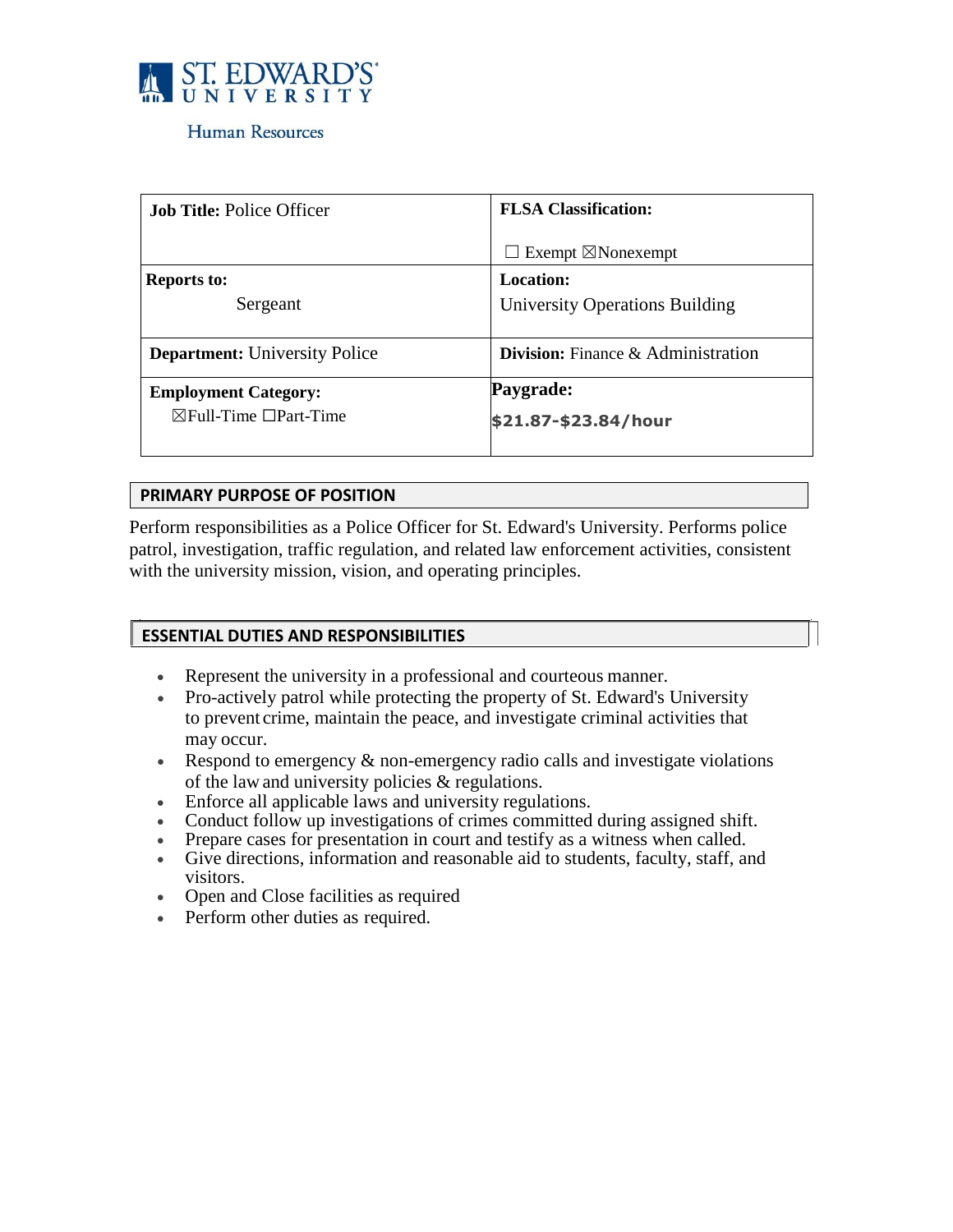ST. EDWARD'S UNIVERSITY

Human Resources

| **Job Title:** Police Officer | **FLSA Classification:** ☐ Exempt ☒Nonexempt |
|---|---|
| **Reports to:** Sergeant | **Location:** University Operations Building |
| **Department:** University Police | **Division:** Finance & Administration |
| **Employment Category:** ☒Full-Time ☐Part-Time | **Paygrade:** **$21.87-$23.84/hour** |

## PRIMARY PURPOSE OF POSITION

Perform responsibilities as a Police Officer for St. Edward's University. Performs police patrol, investigation, traffic regulation, and related law enforcement activities, consistent with the university mission, vision, and operating principles.

## ESSENTIAL DUTIES AND RESPONSIBILITIES

- Represent the university in a professional and courteous manner.
- Pro-actively patrol while protecting the property of St. Edward's University to prevent crime, maintain the peace, and investigate criminal activities that may occur.
- Respond to emergency & non-emergency radio calls and investigate violations of the law and university policies & regulations.
- Enforce all applicable laws and university regulations.
- Conduct follow up investigations of crimes committed during assigned shift.
- Prepare cases for presentation in court and testify as a witness when called.
- Give directions, information and reasonable aid to students, faculty, staff, and visitors.
- Open and Close facilities as required
- Perform other duties as required.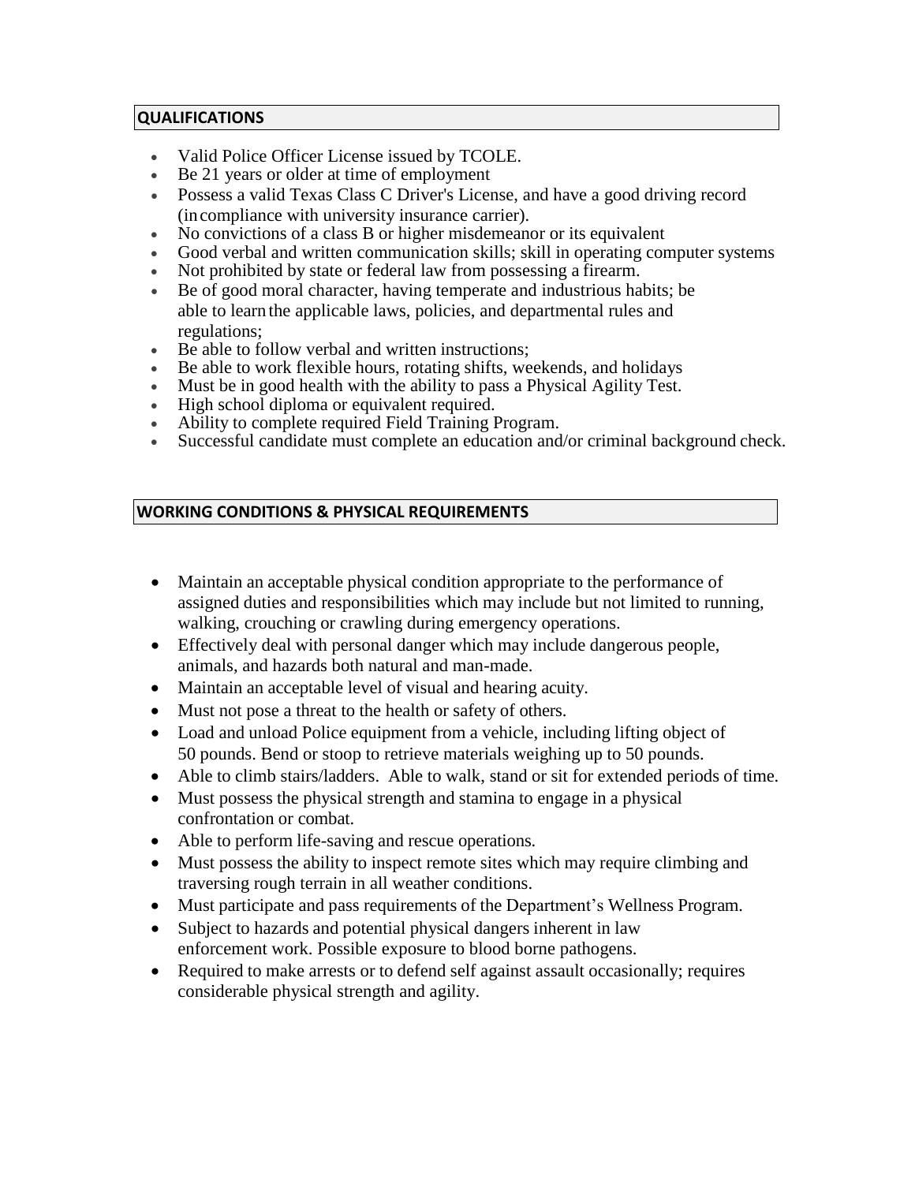## QUALIFICATIONS

- Valid Police Officer License issued by TCOLE.
- Be 21 years or older at time of employment
- Possess a valid Texas Class C Driver's License, and have a good driving record (in compliance with university insurance carrier).
- No convictions of a class B or higher misdemeanor or its equivalent
- Good verbal and written communication skills; skill in operating computer systems
- Not prohibited by state or federal law from possessing a firearm.
- Be of good moral character, having temperate and industrious habits; be able to learn the applicable laws, policies, and departmental rules and regulations;
- Be able to follow verbal and written instructions;
- Be able to work flexible hours, rotating shifts, weekends, and holidays
- Must be in good health with the ability to pass a Physical Agility Test.
- High school diploma or equivalent required.
- Ability to complete required Field Training Program.
- Successful candidate must complete an education and/or criminal background check.

## WORKING CONDITIONS & PHYSICAL REQUIREMENTS

- Maintain an acceptable physical condition appropriate to the performance of assigned duties and responsibilities which may include but not limited to running, walking, crouching or crawling during emergency operations.
- Effectively deal with personal danger which may include dangerous people, animals, and hazards both natural and man-made.
- Maintain an acceptable level of visual and hearing acuity.
- Must not pose a threat to the health or safety of others.
- Load and unload Police equipment from a vehicle, including lifting object of 50 pounds. Bend or stoop to retrieve materials weighing up to 50 pounds.
- Able to climb stairs/ladders. Able to walk, stand or sit for extended periods of time.
- Must possess the physical strength and stamina to engage in a physical confrontation or combat.
- Able to perform life-saving and rescue operations.
- Must possess the ability to inspect remote sites which may require climbing and traversing rough terrain in all weather conditions.
- Must participate and pass requirements of the Department's Wellness Program.
- Subject to hazards and potential physical dangers inherent in law enforcement work. Possible exposure to blood borne pathogens.
- Required to make arrests or to defend self against assault occasionally; requires considerable physical strength and agility.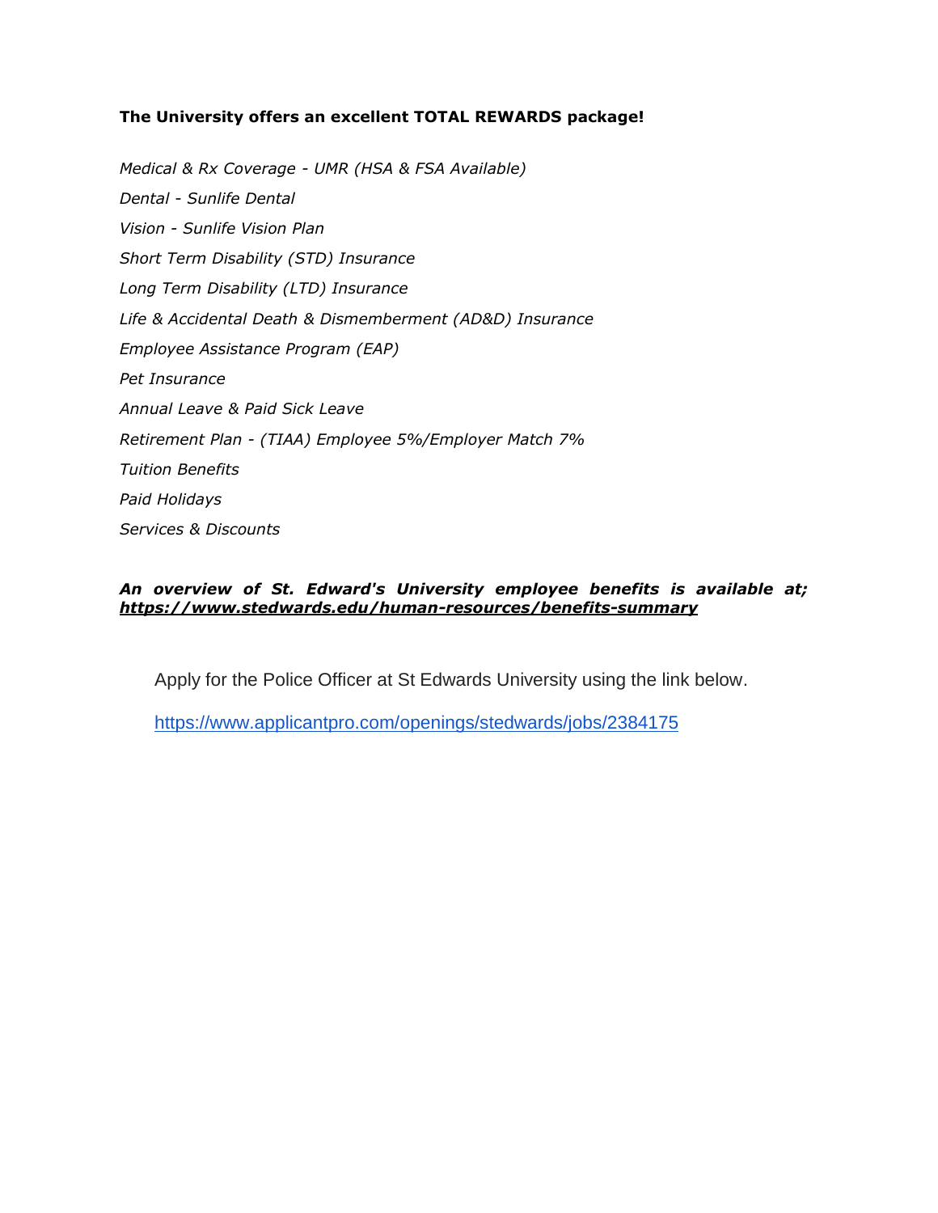**The University offers an excellent TOTAL REWARDS package!**

*Medical & Rx Coverage - UMR (HSA & FSA Available)*

*Dental - Sunlife Dental*

*Vision - Sunlife Vision Plan*

*Short Term Disability (STD) Insurance*

*Long Term Disability (LTD) Insurance*

*Life & Accidental Death & Dismemberment (AD&D) Insurance*

*Employee Assistance Program (EAP)*

*Pet Insurance*

*Annual Leave & Paid Sick Leave*

*Retirement Plan - (TIAA) Employee 5%/Employer Match 7%*

*Tuition Benefits*

*Paid Holidays*

*Services & Discounts*

***An overview of St. Edward's University employee benefits is available at; https://www.stedwards.edu/human-resources/benefits-summary***

Apply for the Police Officer at St Edwards University using the link below.

https://www.applicantpro.com/openings/stedwards/jobs/2384175